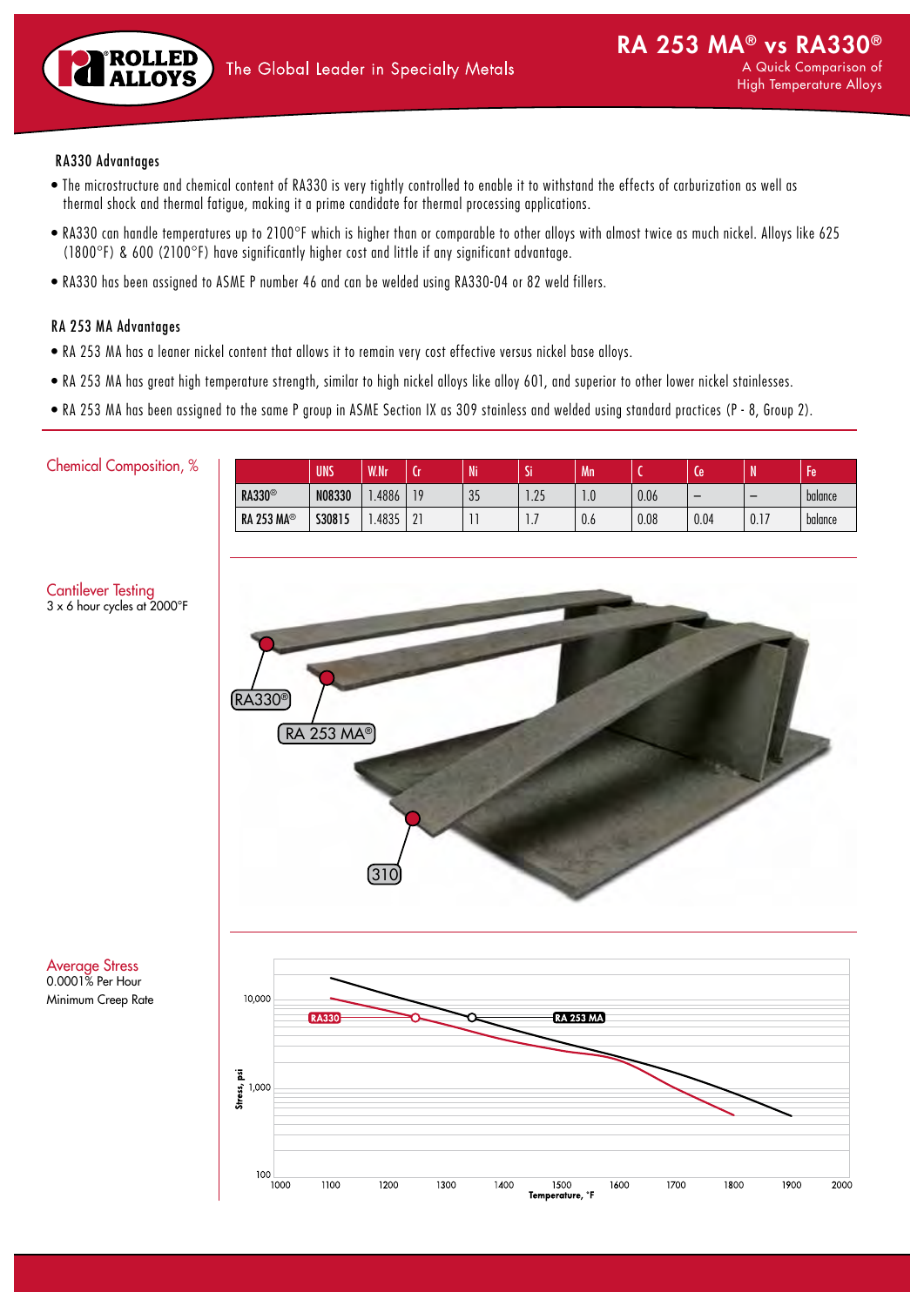# RA 253 MA® vs RA330®

A Quick Comparison of High Temperature Alloys

### RA330 Advantages

- The microstructure and chemical content of RA330 is very tightly controlled to enable it to withstand the effects of carburization as well as thermal shock and thermal fatigue, making it a prime candidate for thermal processing applications.
- RA330 can handle temperatures up to 2100°F which is higher than or comparable to other alloys with almost twice as much nickel. Alloys like 625 (1800°F) & 600 (2100°F) have significantly higher cost and little if any significant advantage.
- RA330 has been assigned to ASME P number 46 and can be welded using RA330-04 or 82 weld fillers.

### RA 253 MA Advantages

- RA 253 MA has a leaner nickel content that allows it to remain very cost effective versus nickel base alloys.
- RA 253 MA has great high temperature strength, similar to high nickel alloys like alloy 601, and superior to other lower nickel stainlesses.
- RA 253 MA has been assigned to the same P group in ASME Section IX as 309 stainless and welded using standard practices (P - 8, Group 2).

## Chemical Composition, %

| | UNS | W.Nr | Cr | Ni | Si | Mn | C | Ce | N | Fe |
|---|---|---|---|---|---|---|---|---|---|---|
| RA330® | N08330 | 1.4886 | 19 | 35 | 1.25 | 1.0 | 0.06 | – | – | balance |
| RA 253 MA® | S30815 | 1.4835 | 21 | 11 | 1.7 | 0.6 | 0.08 | 0.04 | 0.17 | balance |

## Cantilever Testing

3 x 6 hour cycles at 2000°F

## Average Stress

0.0001% Per Hour Minimum Creep Rate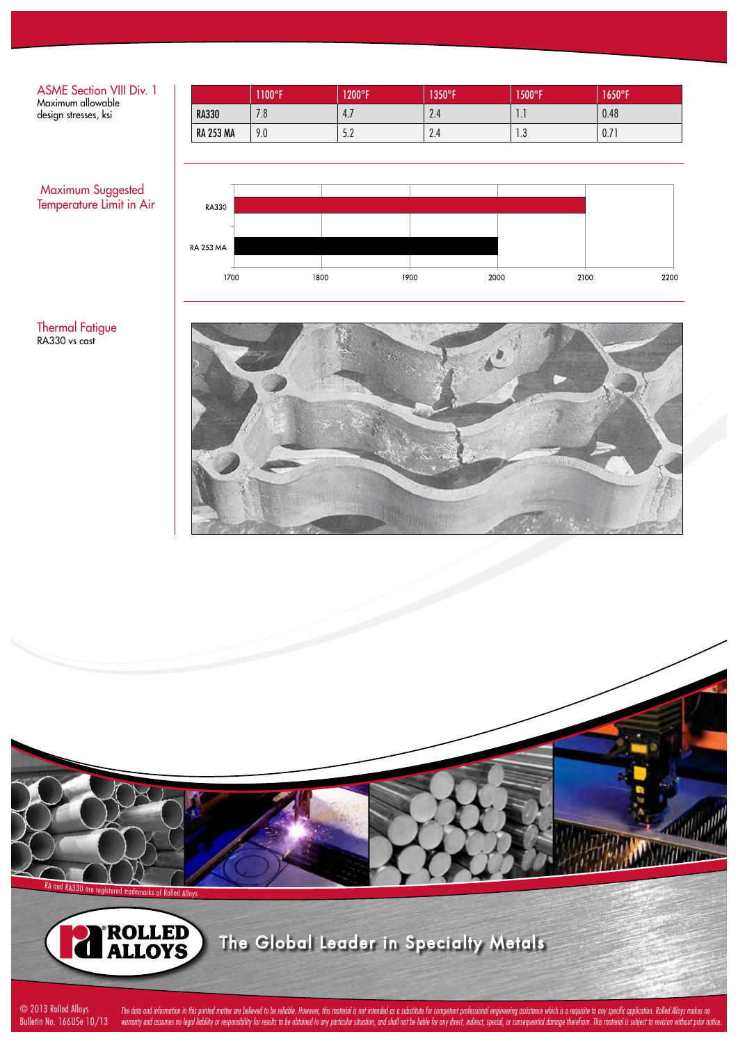## ASME Section VIII Div. 1

Maximum allowable design stresses, ksi

| | 1100°F | 1200°F | 1350°F | 1500°F | 1650°F |
|---|---|---|---|---|---|
| **RA330** | 7.8 | 4.7 | 2.4 | 1.1 | 0.48 |
| **RA 253 MA** | 9.0 | 5.2 | 2.4 | 1.3 | 0.71 |

## Maximum Suggested Temperature Limit in Air

RA330

RA 253 MA

1700 1800 1900 2000 2100 2200

## Thermal Fatigue

RA330 vs cast

RA and RA330 are registered trademarks of Rolled Alloys

ROLLED ALLOYS

The Global Leader in Specialty Metals

© 2013 Rolled Alloys
Bulletin No. 166USe 10/13

*The data and information in this printed matter are believed to be reliable. However, this material is not intended as a substitute for competent professional engineering assistance which is a requisite to any specific application. Rolled Alloys makes no warranty and assumes no legal liability or responsibility for results to be obtained in any particular situation, and shall not be liable for any direct, indirect, special, or consequential damage therefrom. This material is subject to revision without prior notice.*